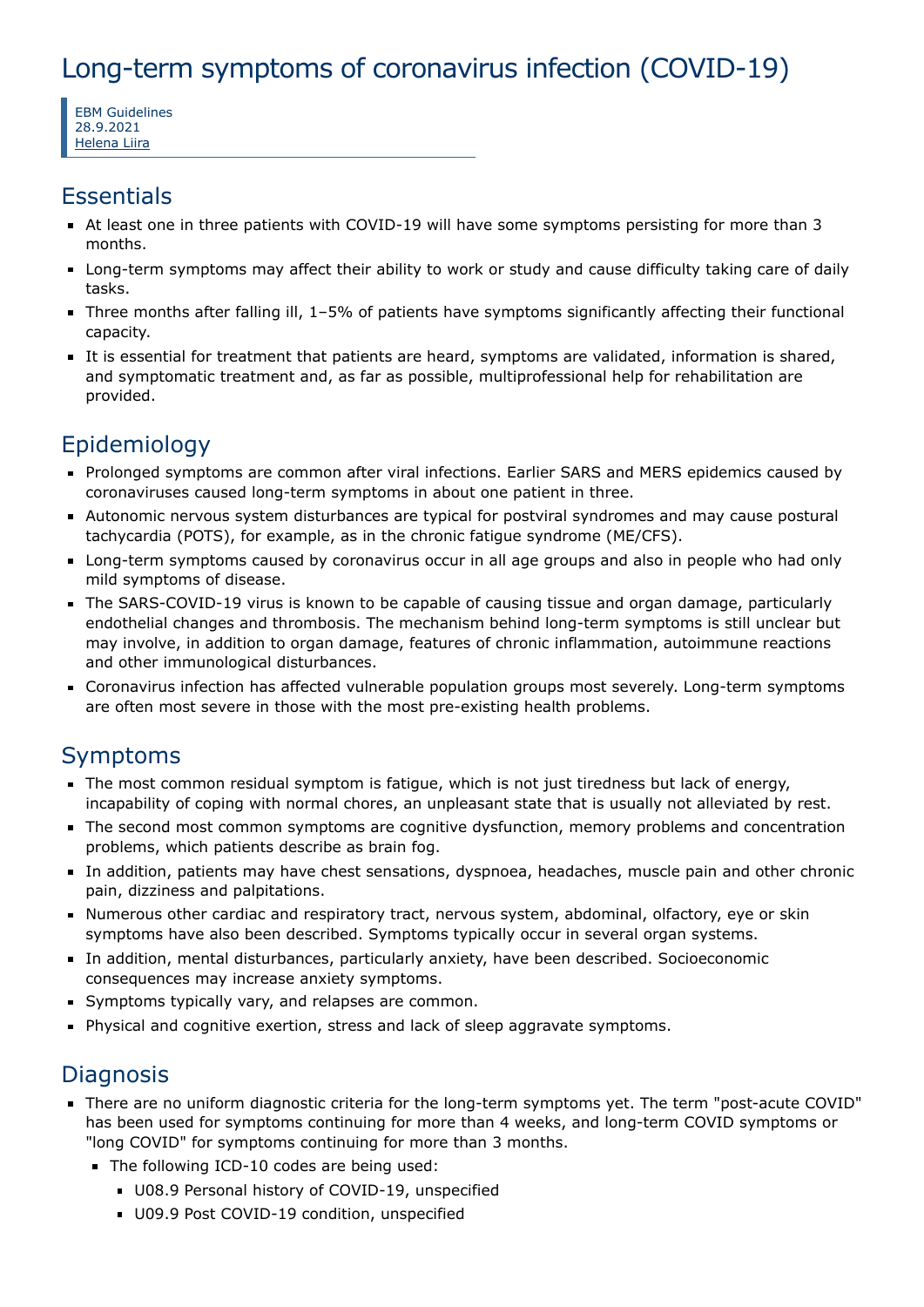# Long-term symptoms of coronavirus infection (COVID-19)

EBM Guidelines
28.9.2021
Helena Liira

## Essentials

- At least one in three patients with COVID-19 will have some symptoms persisting for more than 3 months.
- Long-term symptoms may affect their ability to work or study and cause difficulty taking care of daily tasks.
- Three months after falling ill, 1–5% of patients have symptoms significantly affecting their functional capacity.
- It is essential for treatment that patients are heard, symptoms are validated, information is shared, and symptomatic treatment and, as far as possible, multiprofessional help for rehabilitation are provided.

## Epidemiology

- Prolonged symptoms are common after viral infections. Earlier SARS and MERS epidemics caused by coronaviruses caused long-term symptoms in about one patient in three.
- Autonomic nervous system disturbances are typical for postviral syndromes and may cause postural tachycardia (POTS), for example, as in the chronic fatigue syndrome (ME/CFS).
- Long-term symptoms caused by coronavirus occur in all age groups and also in people who had only mild symptoms of disease.
- The SARS-COVID-19 virus is known to be capable of causing tissue and organ damage, particularly endothelial changes and thrombosis. The mechanism behind long-term symptoms is still unclear but may involve, in addition to organ damage, features of chronic inflammation, autoimmune reactions and other immunological disturbances.
- Coronavirus infection has affected vulnerable population groups most severely. Long-term symptoms are often most severe in those with the most pre-existing health problems.

## Symptoms

- The most common residual symptom is fatigue, which is not just tiredness but lack of energy, incapability of coping with normal chores, an unpleasant state that is usually not alleviated by rest.
- The second most common symptoms are cognitive dysfunction, memory problems and concentration problems, which patients describe as brain fog.
- In addition, patients may have chest sensations, dyspnoea, headaches, muscle pain and other chronic pain, dizziness and palpitations.
- Numerous other cardiac and respiratory tract, nervous system, abdominal, olfactory, eye or skin symptoms have also been described. Symptoms typically occur in several organ systems.
- In addition, mental disturbances, particularly anxiety, have been described. Socioeconomic consequences may increase anxiety symptoms.
- Symptoms typically vary, and relapses are common.
- Physical and cognitive exertion, stress and lack of sleep aggravate symptoms.

## Diagnosis

- There are no uniform diagnostic criteria for the long-term symptoms yet. The term "post-acute COVID" has been used for symptoms continuing for more than 4 weeks, and long-term COVID symptoms or "long COVID" for symptoms continuing for more than 3 months.
  - The following ICD-10 codes are being used:
    - U08.9 Personal history of COVID-19, unspecified
    - U09.9 Post COVID-19 condition, unspecified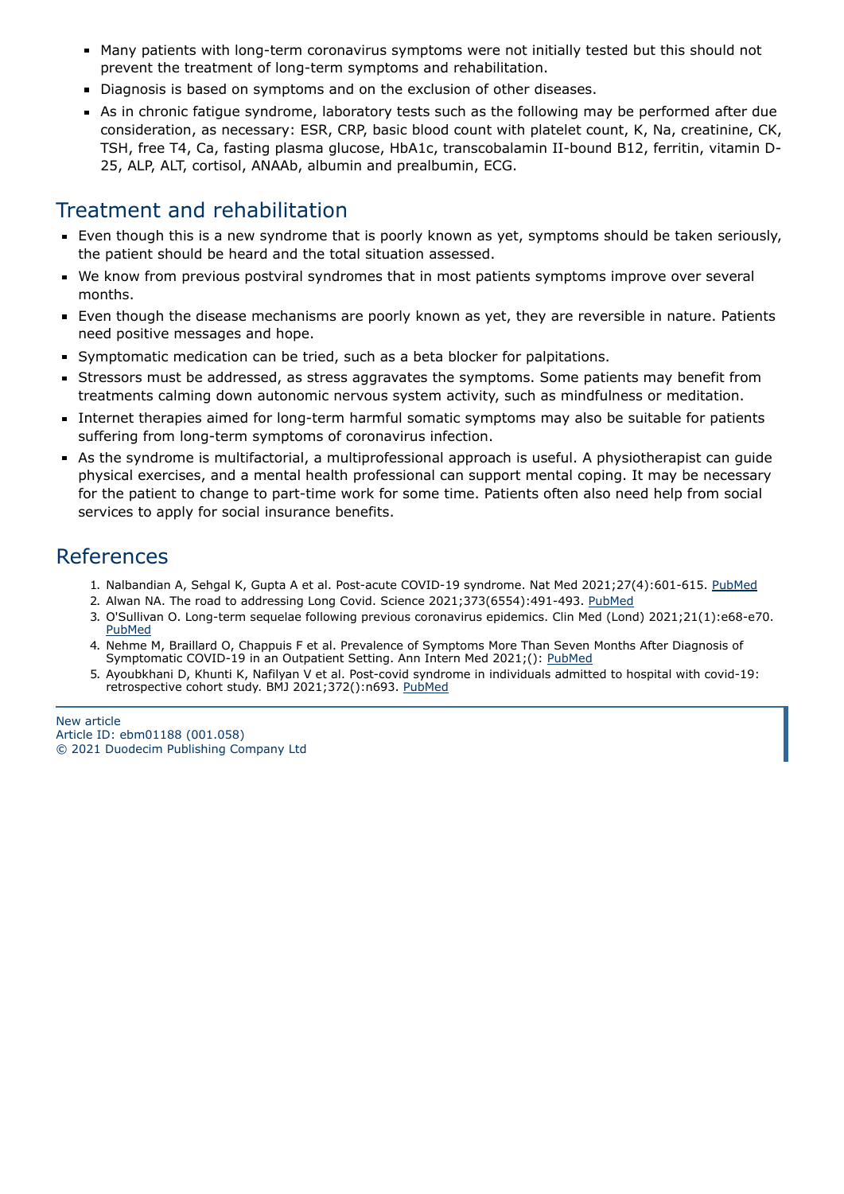- Many patients with long-term coronavirus symptoms were not initially tested but this should not prevent the treatment of long-term symptoms and rehabilitation.
- Diagnosis is based on symptoms and on the exclusion of other diseases.
- As in chronic fatigue syndrome, laboratory tests such as the following may be performed after due consideration, as necessary: ESR, CRP, basic blood count with platelet count, K, Na, creatinine, CK, TSH, free T4, Ca, fasting plasma glucose, HbA1c, transcobalamin II-bound B12, ferritin, vitamin D-25, ALP, ALT, cortisol, ANAAb, albumin and prealbumin, ECG.

## Treatment and rehabilitation

- Even though this is a new syndrome that is poorly known as yet, symptoms should be taken seriously, the patient should be heard and the total situation assessed.
- We know from previous postviral syndromes that in most patients symptoms improve over several months.
- Even though the disease mechanisms are poorly known as yet, they are reversible in nature. Patients need positive messages and hope.
- Symptomatic medication can be tried, such as a beta blocker for palpitations.
- Stressors must be addressed, as stress aggravates the symptoms. Some patients may benefit from treatments calming down autonomic nervous system activity, such as mindfulness or meditation.
- Internet therapies aimed for long-term harmful somatic symptoms may also be suitable for patients suffering from long-term symptoms of coronavirus infection.
- As the syndrome is multifactorial, a multiprofessional approach is useful. A physiotherapist can guide physical exercises, and a mental health professional can support mental coping. It may be necessary for the patient to change to part-time work for some time. Patients often also need help from social services to apply for social insurance benefits.

## References

1. Nalbandian A, Sehgal K, Gupta A et al. Post-acute COVID-19 syndrome. Nat Med 2021;27(4):601-615. PubMed
2. Alwan NA. The road to addressing Long Covid. Science 2021;373(6554):491-493. PubMed
3. O'Sullivan O. Long-term sequelae following previous coronavirus epidemics. Clin Med (Lond) 2021;21(1):e68-e70. PubMed
4. Nehme M, Braillard O, Chappuis F et al. Prevalence of Symptoms More Than Seven Months After Diagnosis of Symptomatic COVID-19 in an Outpatient Setting. Ann Intern Med 2021;(): PubMed
5. Ayoubkhani D, Khunti K, Nafilyan V et al. Post-covid syndrome in individuals admitted to hospital with covid-19: retrospective cohort study. BMJ 2021;372():n693. PubMed

New article
Article ID: ebm01188 (001.058)
© 2021 Duodecim Publishing Company Ltd